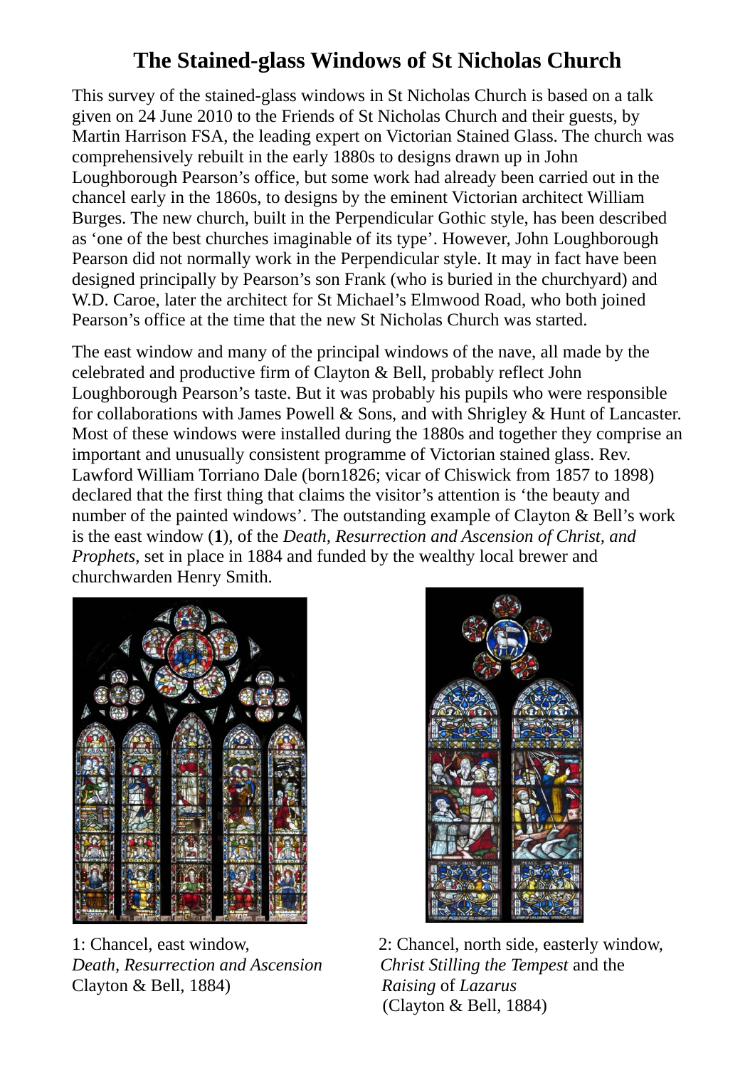# The Stained-glass Windows of St Nicholas Church

This survey of the stained-glass windows in St Nicholas Church is based on a talk given on 24 June 2010 to the Friends of St Nicholas Church and their guests, by Martin Harrison FSA, the leading expert on Victorian Stained Glass. The church was comprehensively rebuilt in the early 1880s to designs drawn up in John Loughborough Pearson's office, but some work had already been carried out in the chancel early in the 1860s, to designs by the eminent Victorian architect William Burges. The new church, built in the Perpendicular Gothic style, has been described as 'one of the best churches imaginable of its type'. However, John Loughborough Pearson did not normally work in the Perpendicular style. It may in fact have been designed principally by Pearson's son Frank (who is buried in the churchyard) and W.D. Caroe, later the architect for St Michael's Elmwood Road, who both joined Pearson's office at the time that the new St Nicholas Church was started.

The east window and many of the principal windows of the nave, all made by the celebrated and productive firm of Clayton & Bell, probably reflect John Loughborough Pearson's taste. But it was probably his pupils who were responsible for collaborations with James Powell & Sons, and with Shrigley & Hunt of Lancaster. Most of these windows were installed during the 1880s and together they comprise an important and unusually consistent programme of Victorian stained glass. Rev. Lawford William Torriano Dale (born1826; vicar of Chiswick from 1857 to 1898) declared that the first thing that claims the visitor's attention is 'the beauty and number of the painted windows'. The outstanding example of Clayton & Bell's work is the east window (**1**), of the *Death, Resurrection and Ascension of Christ, and Prophets*, set in place in 1884 and funded by the wealthy local brewer and churchwarden Henry Smith.

1: Chancel, east window, *Death, Resurrection and Ascension* Clayton & Bell, 1884)

2: Chancel, north side, easterly window, *Christ Stilling the Tempest* and the *Raising* of *Lazarus* (Clayton & Bell, 1884)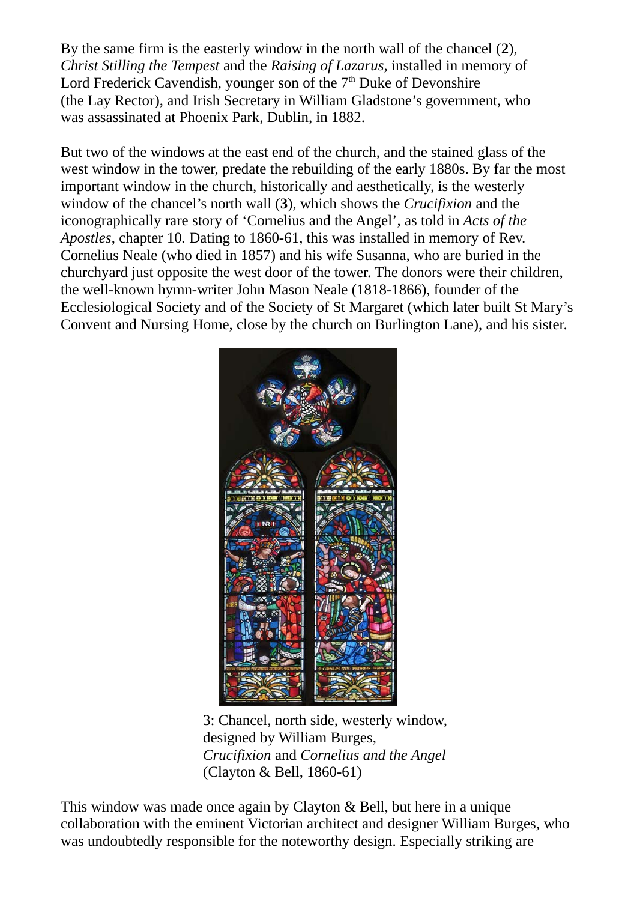By the same firm is the easterly window in the north wall of the chancel (**2**), *Christ Stilling the Tempest* and the *Raising of Lazarus*, installed in memory of Lord Frederick Cavendish, younger son of the 7th Duke of Devonshire (the Lay Rector), and Irish Secretary in William Gladstone's government, who was assassinated at Phoenix Park, Dublin, in 1882.

But two of the windows at the east end of the church, and the stained glass of the west window in the tower, predate the rebuilding of the early 1880s. By far the most important window in the church, historically and aesthetically, is the westerly window of the chancel's north wall (**3**), which shows the *Crucifixion* and the iconographically rare story of 'Cornelius and the Angel', as told in *Acts of the Apostles*, chapter 10. Dating to 1860-61, this was installed in memory of Rev. Cornelius Neale (who died in 1857) and his wife Susanna, who are buried in the churchyard just opposite the west door of the tower. The donors were their children, the well-known hymn-writer John Mason Neale (1818-1866), founder of the Ecclesiological Society and of the Society of St Margaret (which later built St Mary's Convent and Nursing Home, close by the church on Burlington Lane), and his sister.

3: Chancel, north side, westerly window, designed by William Burges, *Crucifixion* and *Cornelius and the Angel* (Clayton & Bell, 1860-61)

This window was made once again by Clayton & Bell, but here in a unique collaboration with the eminent Victorian architect and designer William Burges, who was undoubtedly responsible for the noteworthy design. Especially striking are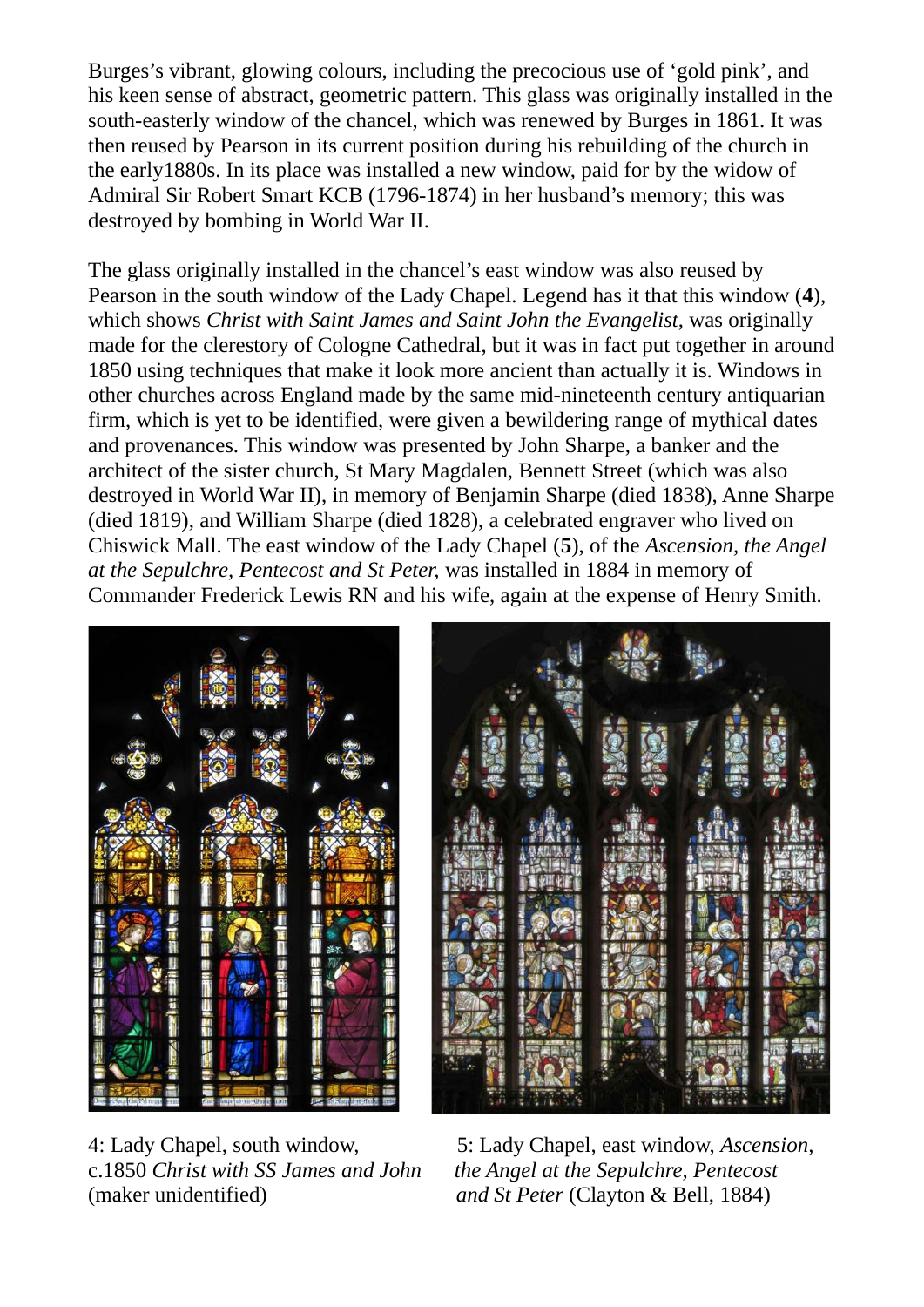Burges's vibrant, glowing colours, including the precocious use of 'gold pink', and his keen sense of abstract, geometric pattern. This glass was originally installed in the south-easterly window of the chancel, which was renewed by Burges in 1861. It was then reused by Pearson in its current position during his rebuilding of the church in the early1880s. In its place was installed a new window, paid for by the widow of Admiral Sir Robert Smart KCB (1796-1874) in her husband's memory; this was destroyed by bombing in World War II.

The glass originally installed in the chancel's east window was also reused by Pearson in the south window of the Lady Chapel. Legend has it that this window (**4**), which shows *Christ with Saint James and Saint John the Evangelist*, was originally made for the clerestory of Cologne Cathedral, but it was in fact put together in around 1850 using techniques that make it look more ancient than actually it is. Windows in other churches across England made by the same mid-nineteenth century antiquarian firm, which is yet to be identified, were given a bewildering range of mythical dates and provenances. This window was presented by John Sharpe, a banker and the architect of the sister church, St Mary Magdalen, Bennett Street (which was also destroyed in World War II), in memory of Benjamin Sharpe (died 1838), Anne Sharpe (died 1819), and William Sharpe (died 1828), a celebrated engraver who lived on Chiswick Mall. The east window of the Lady Chapel (**5**), of the *Ascension, the Angel at the Sepulchre, Pentecost and St Peter,* was installed in 1884 in memory of Commander Frederick Lewis RN and his wife, again at the expense of Henry Smith.

4: Lady Chapel, south window, c.1850 *Christ with SS James and John* (maker unidentified)

5: Lady Chapel, east window, *Ascension, the Angel at the Sepulchre, Pentecost and St Peter* (Clayton & Bell, 1884)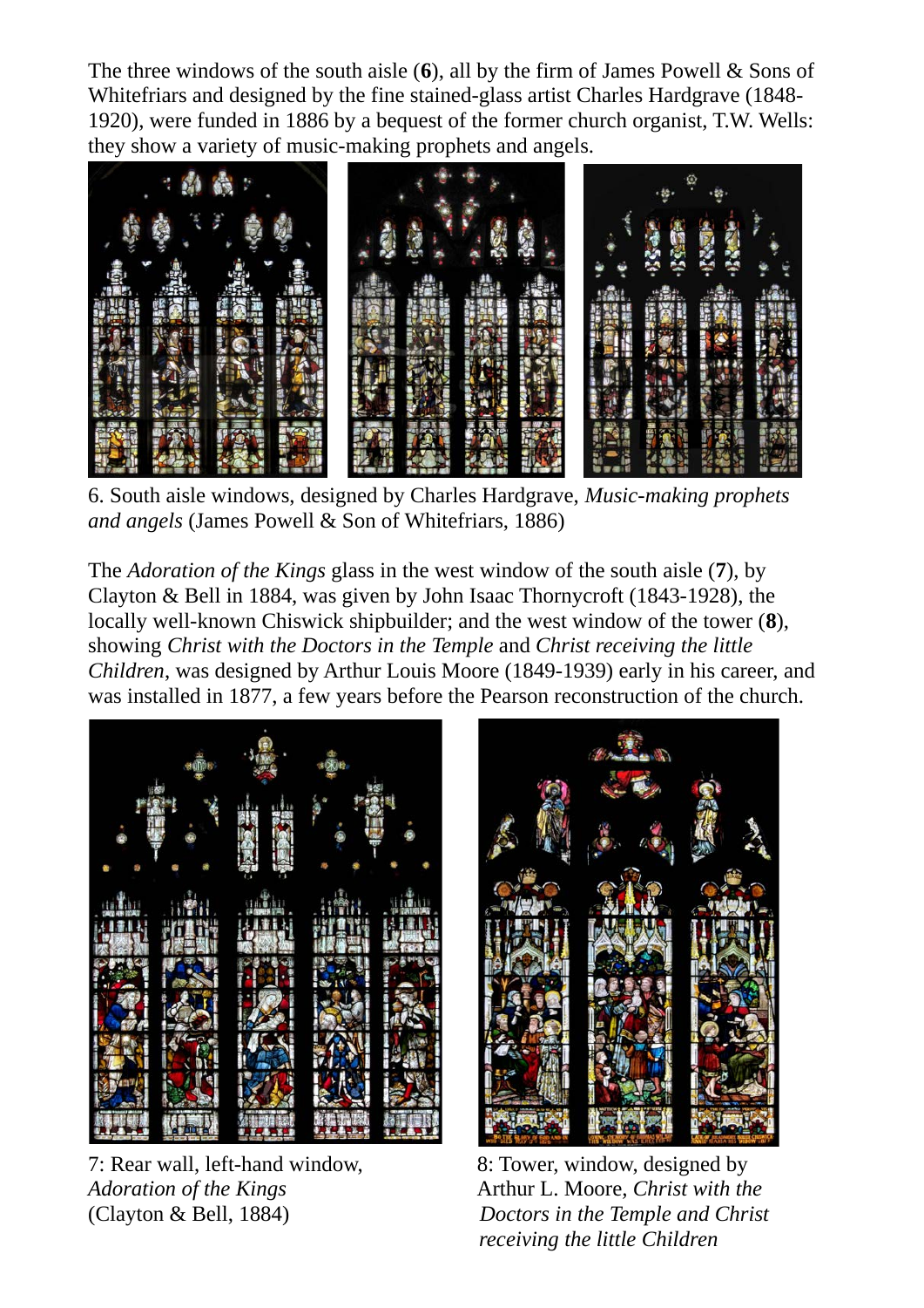The three windows of the south aisle (**6**), all by the firm of James Powell & Sons of Whitefriars and designed by the fine stained-glass artist Charles Hardgrave (1848-1920), were funded in 1886 by a bequest of the former church organist, T.W. Wells: they show a variety of music-making prophets and angels.

6. South aisle windows, designed by Charles Hardgrave, *Music-making prophets and angels* (James Powell & Son of Whitefriars, 1886)

The *Adoration of the Kings* glass in the west window of the south aisle (**7**), by Clayton & Bell in 1884, was given by John Isaac Thornycroft (1843-1928), the locally well-known Chiswick shipbuilder; and the west window of the tower (**8**), showing *Christ with the Doctors in the Temple* and *Christ receiving the little Children*, was designed by Arthur Louis Moore (1849-1939) early in his career, and was installed in 1877, a few years before the Pearson reconstruction of the church.

7: Rear wall, left-hand window, *Adoration of the Kings* (Clayton & Bell, 1884)

8: Tower, window, designed by Arthur L. Moore, *Christ with the Doctors in the Temple and Christ receiving the little Children*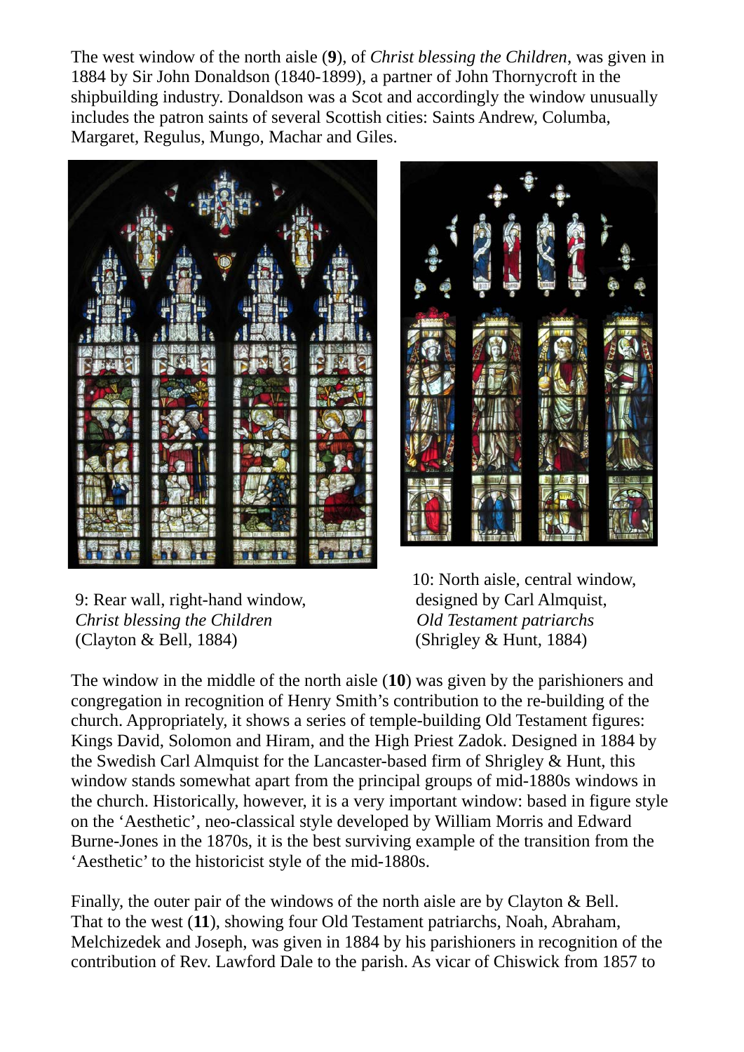The west window of the north aisle (**9**), of *Christ blessing the Children*, was given in 1884 by Sir John Donaldson (1840-1899), a partner of John Thornycroft in the shipbuilding industry. Donaldson was a Scot and accordingly the window unusually includes the patron saints of several Scottish cities: Saints Andrew, Columba, Margaret, Regulus, Mungo, Machar and Giles.

9: Rear wall, right-hand window,
*Christ blessing the Children*
(Clayton & Bell, 1884)

10: North aisle, central window,
designed by Carl Almquist,
*Old Testament patriarchs*
(Shrigley & Hunt, 1884)

The window in the middle of the north aisle (**10**) was given by the parishioners and congregation in recognition of Henry Smith's contribution to the re-building of the church. Appropriately, it shows a series of temple-building Old Testament figures: Kings David, Solomon and Hiram, and the High Priest Zadok. Designed in 1884 by the Swedish Carl Almquist for the Lancaster-based firm of Shrigley & Hunt, this window stands somewhat apart from the principal groups of mid-1880s windows in the church. Historically, however, it is a very important window: based in figure style on the 'Aesthetic', neo-classical style developed by William Morris and Edward Burne-Jones in the 1870s, it is the best surviving example of the transition from the 'Aesthetic' to the historicist style of the mid-1880s.

Finally, the outer pair of the windows of the north aisle are by Clayton & Bell. That to the west (**11**), showing four Old Testament patriarchs, Noah, Abraham, Melchizedek and Joseph, was given in 1884 by his parishioners in recognition of the contribution of Rev. Lawford Dale to the parish. As vicar of Chiswick from 1857 to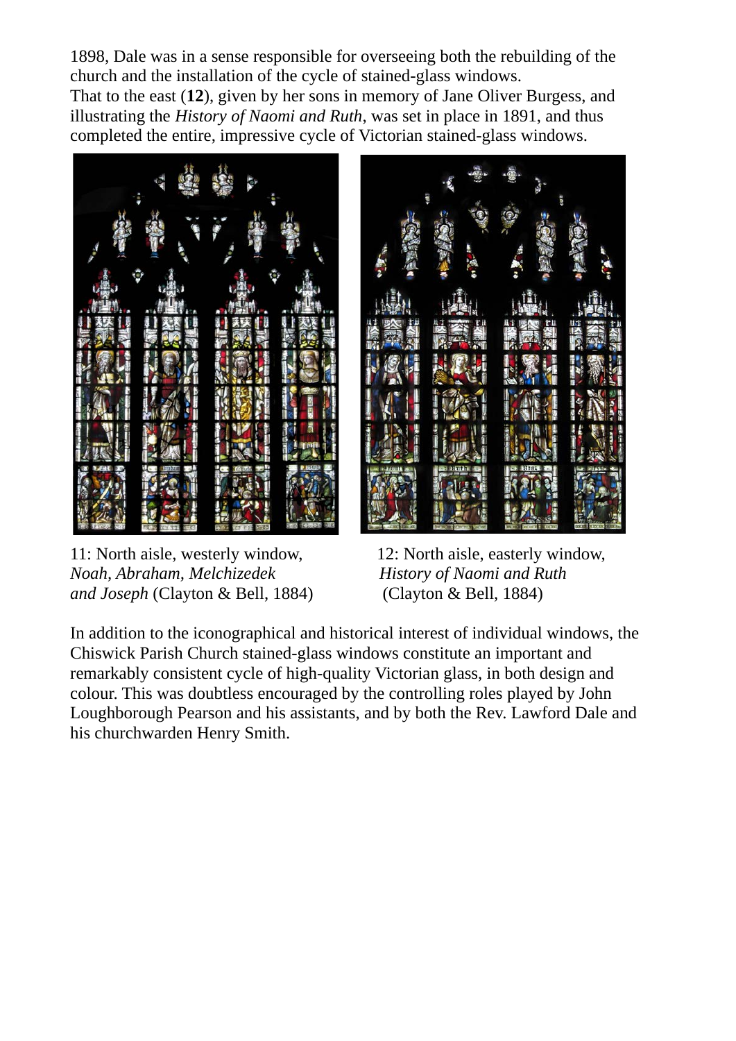1898, Dale was in a sense responsible for overseeing both the rebuilding of the church and the installation of the cycle of stained-glass windows.
That to the east (**12**), given by her sons in memory of Jane Oliver Burgess, and illustrating the *History of Naomi and Ruth*, was set in place in 1891, and thus completed the entire, impressive cycle of Victorian stained-glass windows.

11: North aisle, westerly window, *Noah, Abraham, Melchizedek and Joseph* (Clayton & Bell, 1884)

12: North aisle, easterly window, *History of Naomi and Ruth* (Clayton & Bell, 1884)

In addition to the iconographical and historical interest of individual windows, the Chiswick Parish Church stained-glass windows constitute an important and remarkably consistent cycle of high-quality Victorian glass, in both design and colour. This was doubtless encouraged by the controlling roles played by John Loughborough Pearson and his assistants, and by both the Rev. Lawford Dale and his churchwarden Henry Smith.